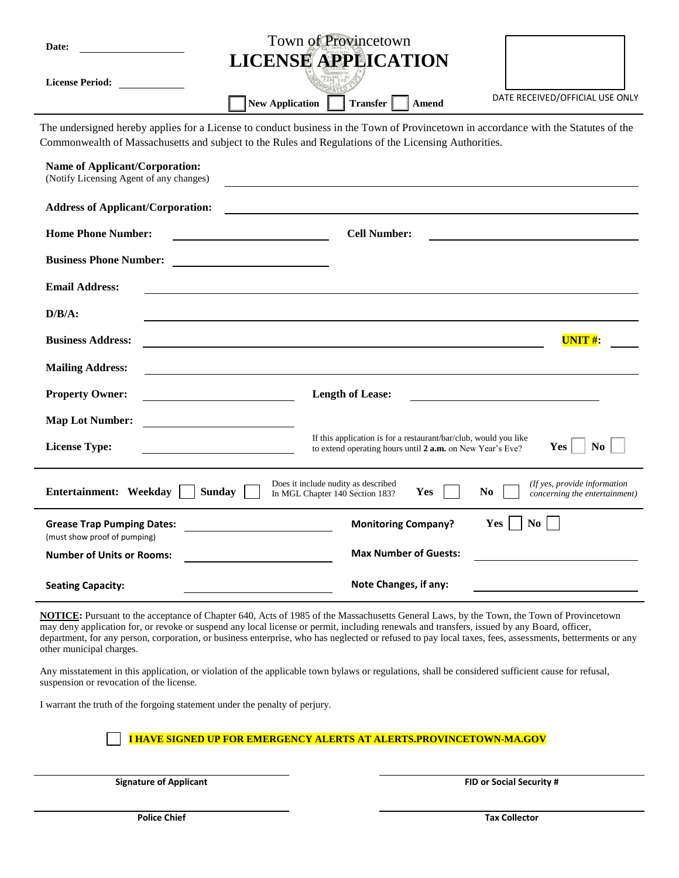Date: ____________

License Period: ____________

# Town of Provincetown
## LICENSE APPLICATION

☐ New Application ☐ Transfer ☐ Amend

DATE RECEIVED/OFFICIAL USE ONLY

The undersigned hereby applies for a License to conduct business in the Town of Provincetown in accordance with the Statutes of the Commonwealth of Massachusetts and subject to the Rules and Regulations of the Licensing Authorities.

**Name of Applicant/Corporation:** ____________
(Notify Licensing Agent of any changes)

**Address of Applicant/Corporation:** ____________

**Home Phone Number:** ____________ **Cell Number:** ____________

**Business Phone Number:** ____________

**Email Address:** ____________

**D/B/A:** ____________

**Business Address:** ____________ **UNIT #:** ____

**Mailing Address:** ____________

**Property Owner:** ____________ **Length of Lease:** ____________

**Map Lot Number:** ____________

**License Type:** ____________

If this application is for a restaurant/bar/club, would you like to extend operating hours until **2 a.m.** on New Year's Eve? **Yes** ☐ **No** ☐

**Entertainment: Weekday** ☐ **Sunday** ☐

Does it include nudity as described In MGL Chapter 140 Section 183? **Yes** ☐ **No** ☐ *(If yes, provide information concerning the entertainment)*

**Grease Trap Pumping Dates:** ____________
(must show proof of pumping)

**Monitoring Company?** **Yes** ☐ **No** ☐

**Number of Units or Rooms:** ____________ **Max Number of Guests:** ____________

**Seating Capacity:** ____________ **Note Changes, if any:** ____________

**NOTICE:** Pursuant to the acceptance of Chapter 640, Acts of 1985 of the Massachusetts General Laws, by the Town, the Town of Provincetown may deny application for, or revoke or suspend any local license or permit, including renewals and transfers, issued by any Board, officer, department, for any person, corporation, or business enterprise, who has neglected or refused to pay local taxes, fees, assessments, betterments or any other municipal charges.

Any misstatement in this application, or violation of the applicable town bylaws or regulations, shall be considered sufficient cause for refusal, suspension or revocation of the license.

I warrant the truth of the forgoing statement under the penalty of perjury.

☐ **I HAVE SIGNED UP FOR EMERGENCY ALERTS AT ALERTS.PROVINCETOWN-MA.GOV**

____________ **Signature of Applicant**

____________ **FID or Social Security #**

____________ **Police Chief**

____________ **Tax Collector**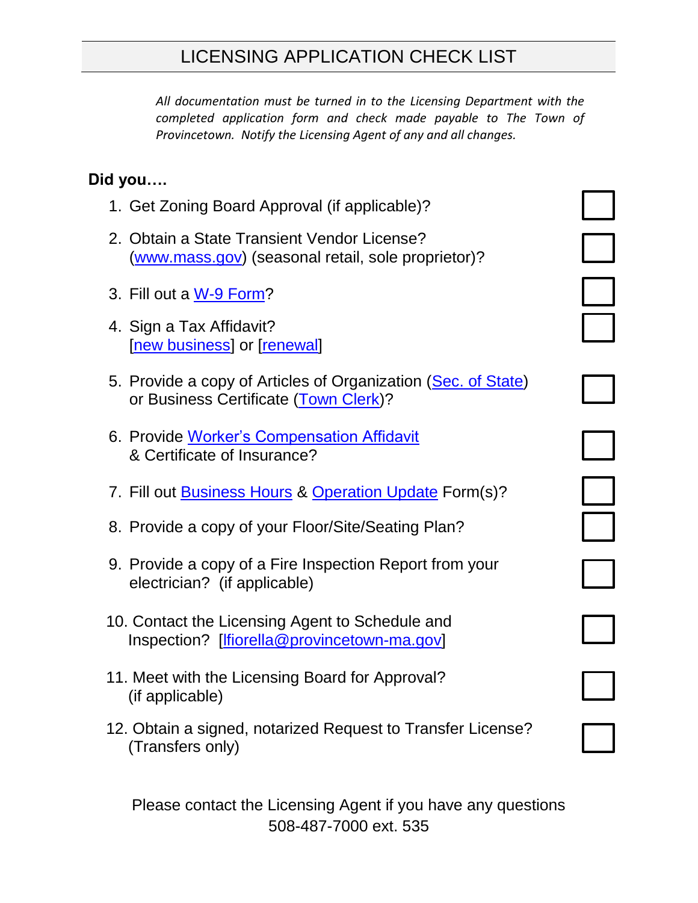# LICENSING APPLICATION CHECK LIST

*All documentation must be turned in to the Licensing Department with the completed application form and check made payable to The Town of Provincetown. Notify the Licensing Agent of any and all changes.*

**Did you….**

1. Get Zoning Board Approval (if applicable)? ☐
2. Obtain a State Transient Vendor License? (www.mass.gov) (seasonal retail, sole proprietor)? ☐
3. Fill out a W-9 Form? ☐
4. Sign a Tax Affidavit? [new business] or [renewal] ☐
5. Provide a copy of Articles of Organization (Sec. of State) or Business Certificate (Town Clerk)? ☐
6. Provide Worker's Compensation Affidavit & Certificate of Insurance? ☐
7. Fill out Business Hours & Operation Update Form(s)? ☐
8. Provide a copy of your Floor/Site/Seating Plan? ☐
9. Provide a copy of a Fire Inspection Report from your electrician? (if applicable) ☐
10. Contact the Licensing Agent to Schedule and Inspection? [lfiorella@provincetown-ma.gov] ☐
11. Meet with the Licensing Board for Approval? (if applicable) ☐
12. Obtain a signed, notarized Request to Transfer License? (Transfers only) ☐

Please contact the Licensing Agent if you have any questions
508-487-7000 ext. 535